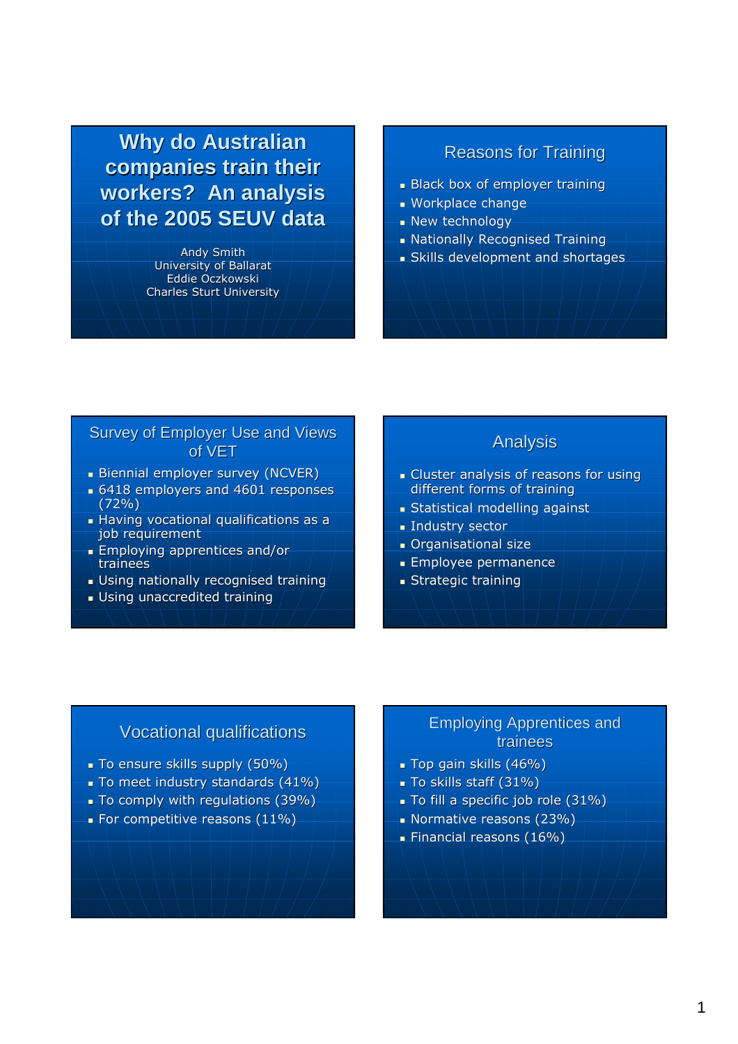# Why do Australian companies train their workers? An analysis of the 2005 SEUV data

Andy Smith
University of Ballarat
Eddie Oczkowski
Charles Sturt University

## Reasons for Training

- Black box of employer training
- Workplace change
- New technology
- Nationally Recognised Training
- Skills development and shortages

## Survey of Employer Use and Views of VET

- Biennial employer survey (NCVER)
- 6418 employers and 4601 responses (72%)
- Having vocational qualifications as a job requirement
- Employing apprentices and/or trainees
- Using nationally recognised training
- Using unaccredited training

## Analysis

- Cluster analysis of reasons for using different forms of training
- Statistical modelling against
- Industry sector
- Organisational size
- Employee permanence
- Strategic training

## Vocational qualifications

- To ensure skills supply (50%)
- To meet industry standards (41%)
- To comply with regulations (39%)
- For competitive reasons (11%)

## Employing Apprentices and trainees

- Top gain skills (46%)
- To skills staff (31%)
- To fill a specific job role (31%)
- Normative reasons (23%)
- Financial reasons (16%)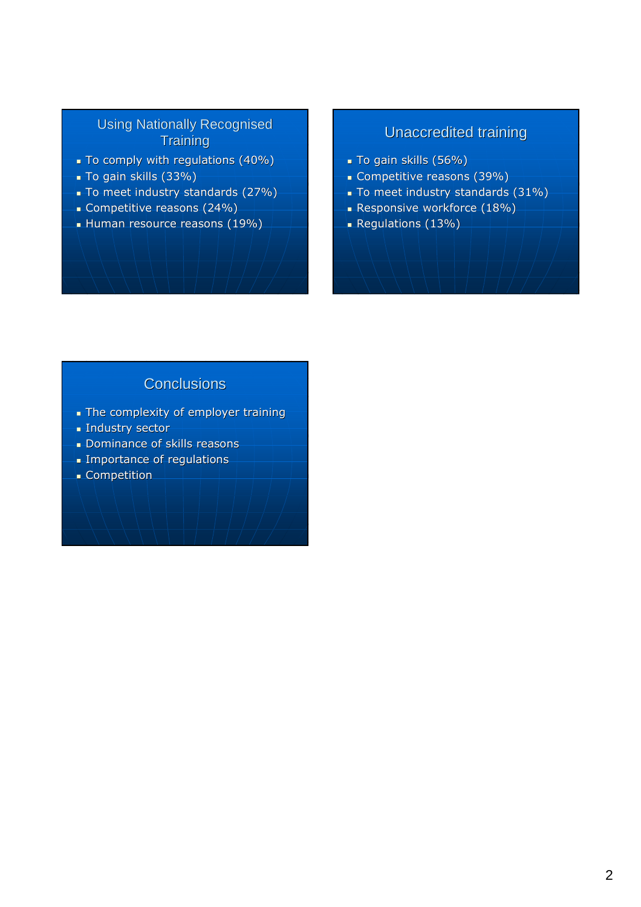## Using Nationally Recognised Training

- To comply with regulations (40%)
- To gain skills (33%)
- To meet industry standards (27%)
- Competitive reasons (24%)
- Human resource reasons (19%)

## Unaccredited training

- To gain skills (56%)
- Competitive reasons (39%)
- To meet industry standards (31%)
- Responsive workforce (18%)
- Regulations (13%)

## Conclusions

- The complexity of employer training
- Industry sector
- Dominance of skills reasons
- Importance of regulations
- Competition